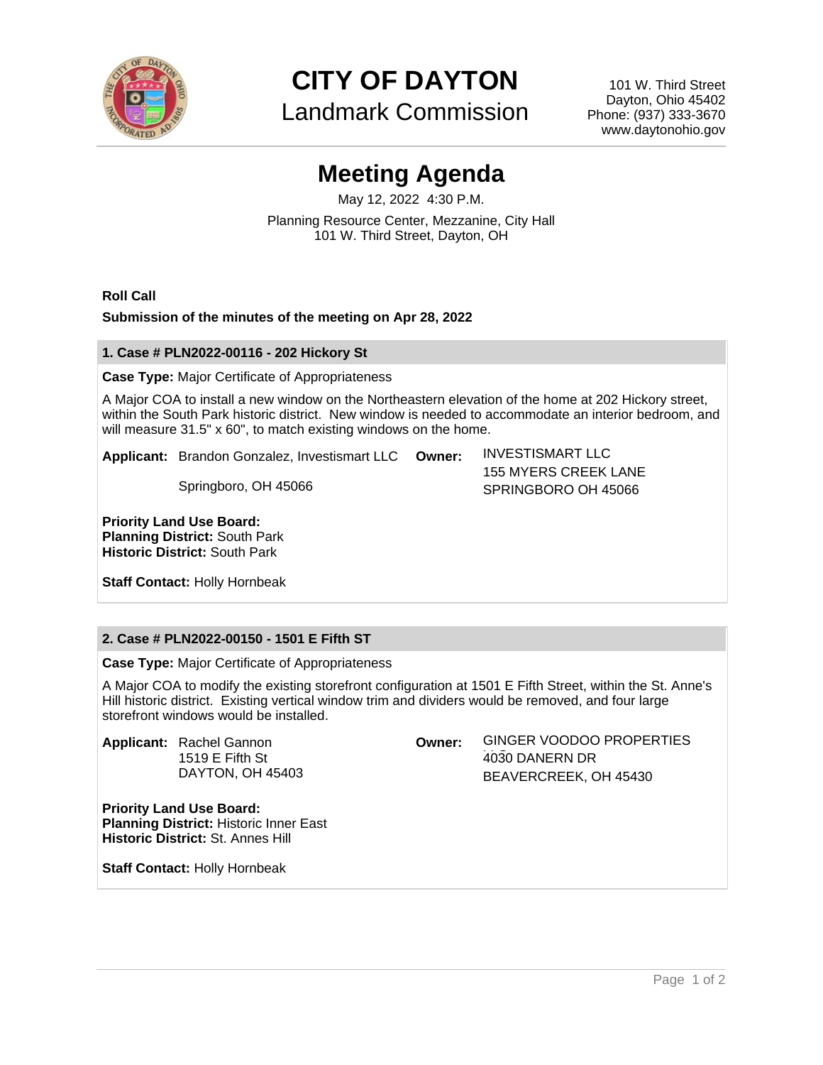# CITY OF DAYTON

## Landmark Commission

101 W. Third Street
Dayton, Ohio 45402
Phone: (937) 333-3670
www.daytonohio.gov

# Meeting Agenda

May 12, 2022 4:30 P.M.

Planning Resource Center, Mezzanine, City Hall
101 W. Third Street, Dayton, OH

**Roll Call**

**Submission of the minutes of the meeting on Apr 28, 2022**

### 1. Case # PLN2022-00116 - 202 Hickory St

**Case Type:** Major Certificate of Appropriateness

A Major COA to install a new window on the Northeastern elevation of the home at 202 Hickory street, within the South Park historic district. New window is needed to accommodate an interior bedroom, and will measure 31.5" x 60", to match existing windows on the home.

**Applicant:** Brandon Gonzalez, Investismart LLC
Springboro, OH 45066

**Owner:** INVESTISMART LLC
155 MYERS CREEK LANE
SPRINGBORO OH 45066

**Priority Land Use Board:**
**Planning District:** South Park
**Historic District:** South Park

**Staff Contact:** Holly Hornbeak

### 2. Case # PLN2022-00150 - 1501 E Fifth ST

**Case Type:** Major Certificate of Appropriateness

A Major COA to modify the existing storefront configuration at 1501 E Fifth Street, within the St. Anne's Hill historic district. Existing vertical window trim and dividers would be removed, and four large storefront windows would be installed.

**Applicant:** Rachel Gannon
1519 E Fifth St
DAYTON, OH 45403

**Owner:** GINGER VOODOO PROPERTIES
4030 DANERN DR
BEAVERCREEK, OH 45430

**Priority Land Use Board:**
**Planning District:** Historic Inner East
**Historic District:** St. Annes Hill

**Staff Contact:** Holly Hornbeak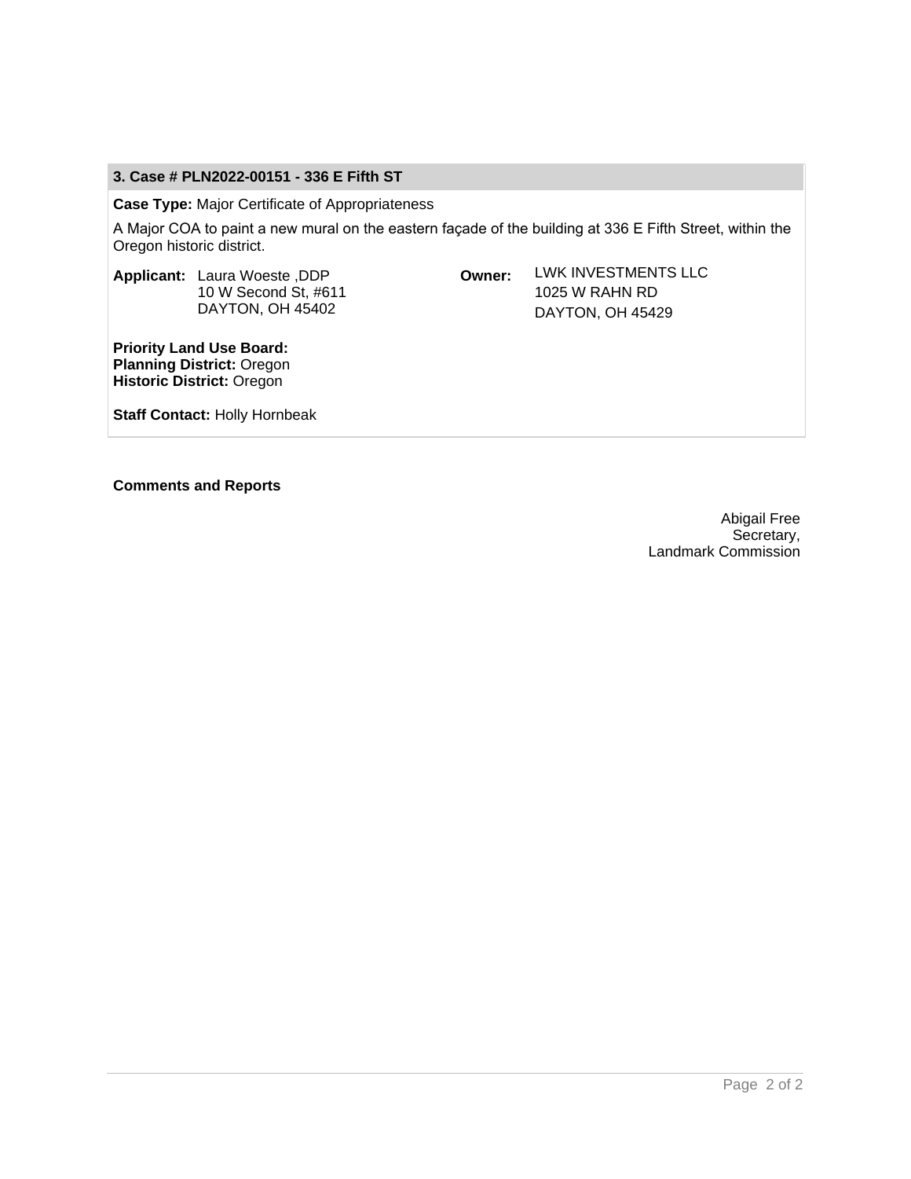### 3. Case # PLN2022-00151 - 336 E Fifth ST

**Case Type:** Major Certificate of Appropriateness

A Major COA to paint a new mural on the eastern façade of the building at 336 E Fifth Street, within the Oregon historic district.

**Applicant:** Laura Woeste ,DDP
10 W Second St, #611
DAYTON, OH 45402

**Owner:** LWK INVESTMENTS LLC
1025 W RAHN RD
DAYTON, OH 45429

**Priority Land Use Board:**
**Planning District:** Oregon
**Historic District:** Oregon

**Staff Contact:** Holly Hornbeak

**Comments and Reports**

Abigail Free
Secretary,
Landmark Commission